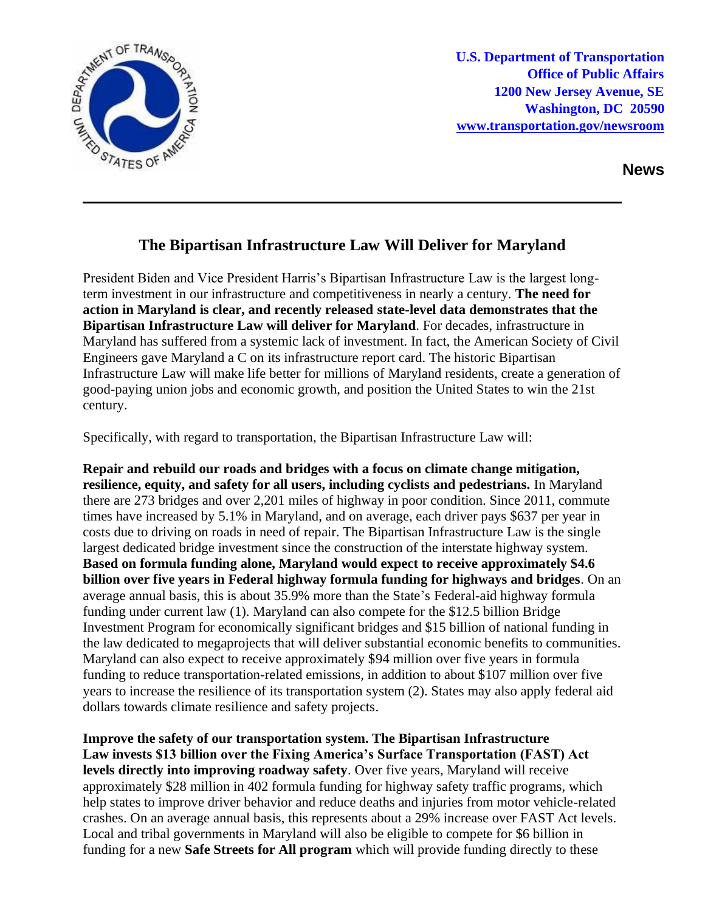U.S. Department of Transportation
Office of Public Affairs
1200 New Jersey Avenue, SE
Washington, DC 20590
www.transportation.gov/newsroom

**News**

# The Bipartisan Infrastructure Law Will Deliver for Maryland

President Biden and Vice President Harris's Bipartisan Infrastructure Law is the largest long-term investment in our infrastructure and competitiveness in nearly a century. **The need for action in Maryland is clear, and recently released state-level data demonstrates that the Bipartisan Infrastructure Law will deliver for Maryland**. For decades, infrastructure in Maryland has suffered from a systemic lack of investment. In fact, the American Society of Civil Engineers gave Maryland a C on its infrastructure report card. The historic Bipartisan Infrastructure Law will make life better for millions of Maryland residents, create a generation of good-paying union jobs and economic growth, and position the United States to win the 21st century.

Specifically, with regard to transportation, the Bipartisan Infrastructure Law will:

**Repair and rebuild our roads and bridges with a focus on climate change mitigation, resilience, equity, and safety for all users, including cyclists and pedestrians.** In Maryland there are 273 bridges and over 2,201 miles of highway in poor condition. Since 2011, commute times have increased by 5.1% in Maryland, and on average, each driver pays $637 per year in costs due to driving on roads in need of repair. The Bipartisan Infrastructure Law is the single largest dedicated bridge investment since the construction of the interstate highway system. **Based on formula funding alone, Maryland would expect to receive approximately $4.6 billion over five years in Federal highway formula funding for highways and bridges**. On an average annual basis, this is about 35.9% more than the State's Federal-aid highway formula funding under current law (1). Maryland can also compete for the $12.5 billion Bridge Investment Program for economically significant bridges and $15 billion of national funding in the law dedicated to megaprojects that will deliver substantial economic benefits to communities. Maryland can also expect to receive approximately $94 million over five years in formula funding to reduce transportation-related emissions, in addition to about $107 million over five years to increase the resilience of its transportation system (2). States may also apply federal aid dollars towards climate resilience and safety projects.

**Improve the safety of our transportation system. The Bipartisan Infrastructure Law invests $13 billion over the Fixing America's Surface Transportation (FAST) Act levels directly into improving roadway safety**. Over five years, Maryland will receive approximately $28 million in 402 formula funding for highway safety traffic programs, which help states to improve driver behavior and reduce deaths and injuries from motor vehicle-related crashes. On an average annual basis, this represents about a 29% increase over FAST Act levels. Local and tribal governments in Maryland will also be eligible to compete for $6 billion in funding for a new **Safe Streets for All program** which will provide funding directly to these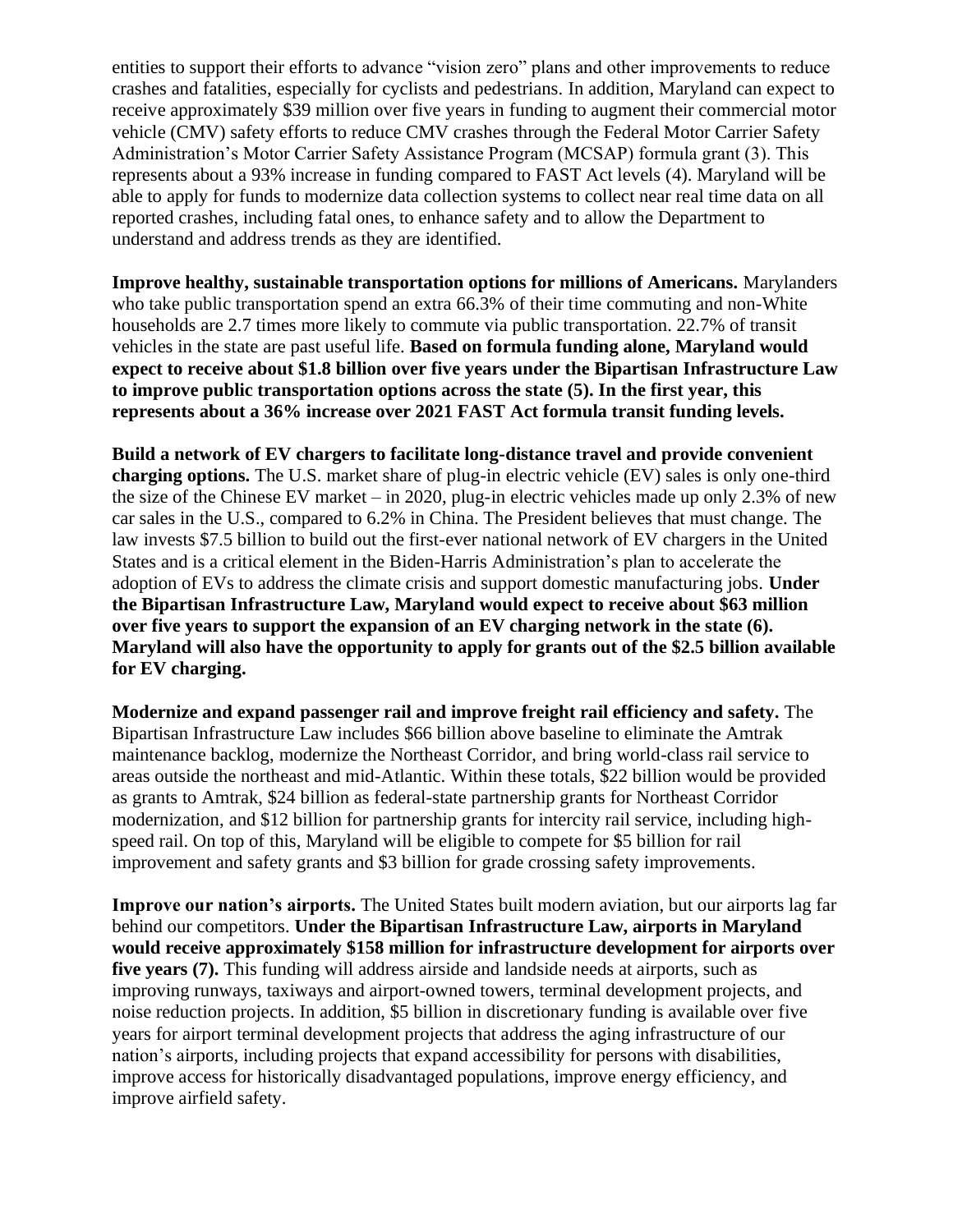entities to support their efforts to advance "vision zero" plans and other improvements to reduce crashes and fatalities, especially for cyclists and pedestrians. In addition, Maryland can expect to receive approximately $39 million over five years in funding to augment their commercial motor vehicle (CMV) safety efforts to reduce CMV crashes through the Federal Motor Carrier Safety Administration's Motor Carrier Safety Assistance Program (MCSAP) formula grant (3). This represents about a 93% increase in funding compared to FAST Act levels (4). Maryland will be able to apply for funds to modernize data collection systems to collect near real time data on all reported crashes, including fatal ones, to enhance safety and to allow the Department to understand and address trends as they are identified.

**Improve healthy, sustainable transportation options for millions of Americans.** Marylanders who take public transportation spend an extra 66.3% of their time commuting and non-White households are 2.7 times more likely to commute via public transportation. 22.7% of transit vehicles in the state are past useful life. **Based on formula funding alone, Maryland would expect to receive about $1.8 billion over five years under the Bipartisan Infrastructure Law to improve public transportation options across the state (5). In the first year, this represents about a 36% increase over 2021 FAST Act formula transit funding levels.**

**Build a network of EV chargers to facilitate long-distance travel and provide convenient charging options.** The U.S. market share of plug-in electric vehicle (EV) sales is only one-third the size of the Chinese EV market – in 2020, plug-in electric vehicles made up only 2.3% of new car sales in the U.S., compared to 6.2% in China. The President believes that must change. The law invests $7.5 billion to build out the first-ever national network of EV chargers in the United States and is a critical element in the Biden-Harris Administration's plan to accelerate the adoption of EVs to address the climate crisis and support domestic manufacturing jobs. **Under the Bipartisan Infrastructure Law, Maryland would expect to receive about $63 million over five years to support the expansion of an EV charging network in the state (6). Maryland will also have the opportunity to apply for grants out of the $2.5 billion available for EV charging.**

**Modernize and expand passenger rail and improve freight rail efficiency and safety.** The Bipartisan Infrastructure Law includes $66 billion above baseline to eliminate the Amtrak maintenance backlog, modernize the Northeast Corridor, and bring world-class rail service to areas outside the northeast and mid-Atlantic. Within these totals, $22 billion would be provided as grants to Amtrak, $24 billion as federal-state partnership grants for Northeast Corridor modernization, and $12 billion for partnership grants for intercity rail service, including high-speed rail. On top of this, Maryland will be eligible to compete for $5 billion for rail improvement and safety grants and $3 billion for grade crossing safety improvements.

**Improve our nation's airports.** The United States built modern aviation, but our airports lag far behind our competitors. **Under the Bipartisan Infrastructure Law, airports in Maryland would receive approximately $158 million for infrastructure development for airports over five years (7).** This funding will address airside and landside needs at airports, such as improving runways, taxiways and airport-owned towers, terminal development projects, and noise reduction projects. In addition, $5 billion in discretionary funding is available over five years for airport terminal development projects that address the aging infrastructure of our nation's airports, including projects that expand accessibility for persons with disabilities, improve access for historically disadvantaged populations, improve energy efficiency, and improve airfield safety.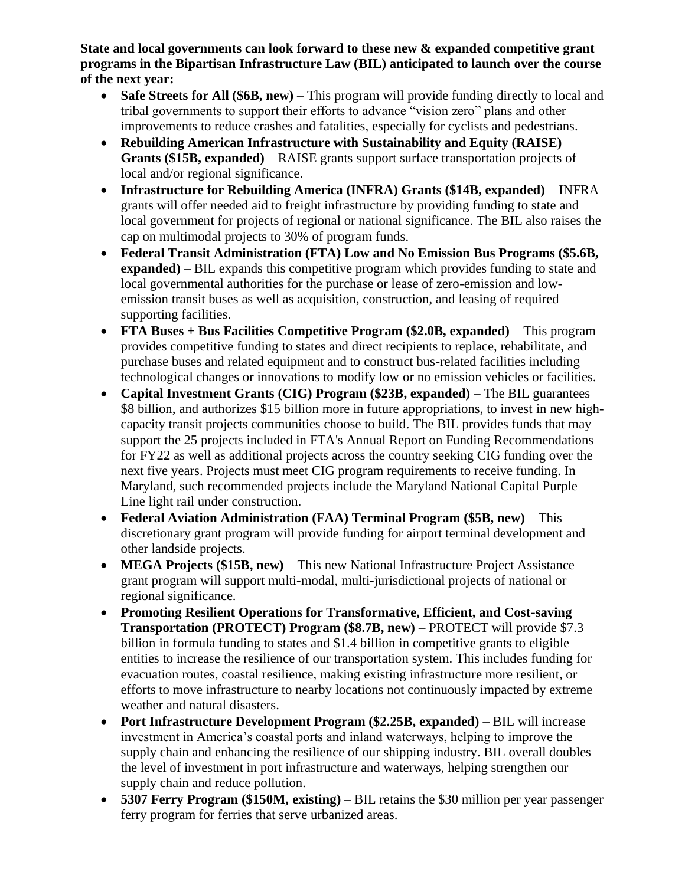**State and local governments can look forward to these new & expanded competitive grant programs in the Bipartisan Infrastructure Law (BIL) anticipated to launch over the course of the next year:**

- **Safe Streets for All ($6B, new)** – This program will provide funding directly to local and tribal governments to support their efforts to advance "vision zero" plans and other improvements to reduce crashes and fatalities, especially for cyclists and pedestrians.
- **Rebuilding American Infrastructure with Sustainability and Equity (RAISE) Grants ($15B, expanded)** – RAISE grants support surface transportation projects of local and/or regional significance.
- **Infrastructure for Rebuilding America (INFRA) Grants ($14B, expanded)** – INFRA grants will offer needed aid to freight infrastructure by providing funding to state and local government for projects of regional or national significance. The BIL also raises the cap on multimodal projects to 30% of program funds.
- **Federal Transit Administration (FTA) Low and No Emission Bus Programs ($5.6B, expanded)** – BIL expands this competitive program which provides funding to state and local governmental authorities for the purchase or lease of zero-emission and low-emission transit buses as well as acquisition, construction, and leasing of required supporting facilities.
- **FTA Buses + Bus Facilities Competitive Program ($2.0B, expanded)** – This program provides competitive funding to states and direct recipients to replace, rehabilitate, and purchase buses and related equipment and to construct bus-related facilities including technological changes or innovations to modify low or no emission vehicles or facilities.
- **Capital Investment Grants (CIG) Program ($23B, expanded)** – The BIL guarantees $8 billion, and authorizes $15 billion more in future appropriations, to invest in new high-capacity transit projects communities choose to build. The BIL provides funds that may support the 25 projects included in FTA's Annual Report on Funding Recommendations for FY22 as well as additional projects across the country seeking CIG funding over the next five years. Projects must meet CIG program requirements to receive funding. In Maryland, such recommended projects include the Maryland National Capital Purple Line light rail under construction.
- **Federal Aviation Administration (FAA) Terminal Program ($5B, new)** – This discretionary grant program will provide funding for airport terminal development and other landside projects.
- **MEGA Projects ($15B, new)** – This new National Infrastructure Project Assistance grant program will support multi-modal, multi-jurisdictional projects of national or regional significance.
- **Promoting Resilient Operations for Transformative, Efficient, and Cost-saving Transportation (PROTECT) Program ($8.7B, new)** – PROTECT will provide $7.3 billion in formula funding to states and $1.4 billion in competitive grants to eligible entities to increase the resilience of our transportation system. This includes funding for evacuation routes, coastal resilience, making existing infrastructure more resilient, or efforts to move infrastructure to nearby locations not continuously impacted by extreme weather and natural disasters.
- **Port Infrastructure Development Program ($2.25B, expanded)** – BIL will increase investment in America's coastal ports and inland waterways, helping to improve the supply chain and enhancing the resilience of our shipping industry. BIL overall doubles the level of investment in port infrastructure and waterways, helping strengthen our supply chain and reduce pollution.
- **5307 Ferry Program ($150M, existing)** – BIL retains the $30 million per year passenger ferry program for ferries that serve urbanized areas.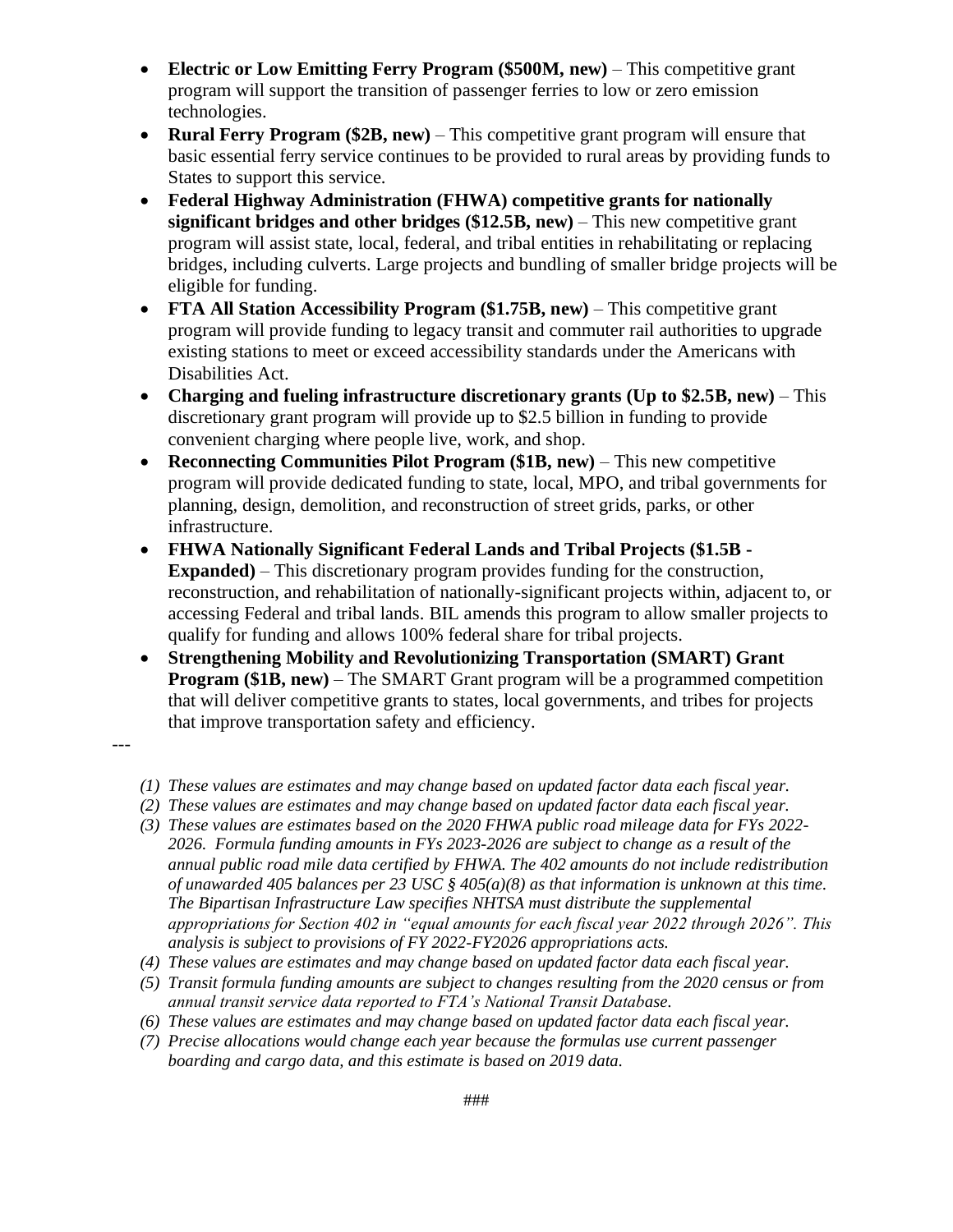- **Electric or Low Emitting Ferry Program ($500M, new)** – This competitive grant program will support the transition of passenger ferries to low or zero emission technologies.
- **Rural Ferry Program ($2B, new)** – This competitive grant program will ensure that basic essential ferry service continues to be provided to rural areas by providing funds to States to support this service.
- **Federal Highway Administration (FHWA) competitive grants for nationally significant bridges and other bridges ($12.5B, new)** – This new competitive grant program will assist state, local, federal, and tribal entities in rehabilitating or replacing bridges, including culverts. Large projects and bundling of smaller bridge projects will be eligible for funding.
- **FTA All Station Accessibility Program ($1.75B, new)** – This competitive grant program will provide funding to legacy transit and commuter rail authorities to upgrade existing stations to meet or exceed accessibility standards under the Americans with Disabilities Act.
- **Charging and fueling infrastructure discretionary grants (Up to $2.5B, new)** – This discretionary grant program will provide up to $2.5 billion in funding to provide convenient charging where people live, work, and shop.
- **Reconnecting Communities Pilot Program ($1B, new)** – This new competitive program will provide dedicated funding to state, local, MPO, and tribal governments for planning, design, demolition, and reconstruction of street grids, parks, or other infrastructure.
- **FHWA Nationally Significant Federal Lands and Tribal Projects ($1.5B - Expanded)** – This discretionary program provides funding for the construction, reconstruction, and rehabilitation of nationally-significant projects within, adjacent to, or accessing Federal and tribal lands. BIL amends this program to allow smaller projects to qualify for funding and allows 100% federal share for tribal projects.
- **Strengthening Mobility and Revolutionizing Transportation (SMART) Grant Program ($1B, new)** – The SMART Grant program will be a programmed competition that will deliver competitive grants to states, local governments, and tribes for projects that improve transportation safety and efficiency.

---

1. *These values are estimates and may change based on updated factor data each fiscal year.*
2. *These values are estimates and may change based on updated factor data each fiscal year.*
3. *These values are estimates based on the 2020 FHWA public road mileage data for FYs 2022-2026. Formula funding amounts in FYs 2023-2026 are subject to change as a result of the annual public road mile data certified by FHWA. The 402 amounts do not include redistribution of unawarded 405 balances per 23 USC § 405(a)(8) as that information is unknown at this time. The Bipartisan Infrastructure Law specifies NHTSA must distribute the supplemental appropriations for Section 402 in "equal amounts for each fiscal year 2022 through 2026". This analysis is subject to provisions of FY 2022-FY2026 appropriations acts.*
4. *These values are estimates and may change based on updated factor data each fiscal year.*
5. *Transit formula funding amounts are subject to changes resulting from the 2020 census or from annual transit service data reported to FTA's National Transit Database.*
6. *These values are estimates and may change based on updated factor data each fiscal year.*
7. *Precise allocations would change each year because the formulas use current passenger boarding and cargo data, and this estimate is based on 2019 data.*

###